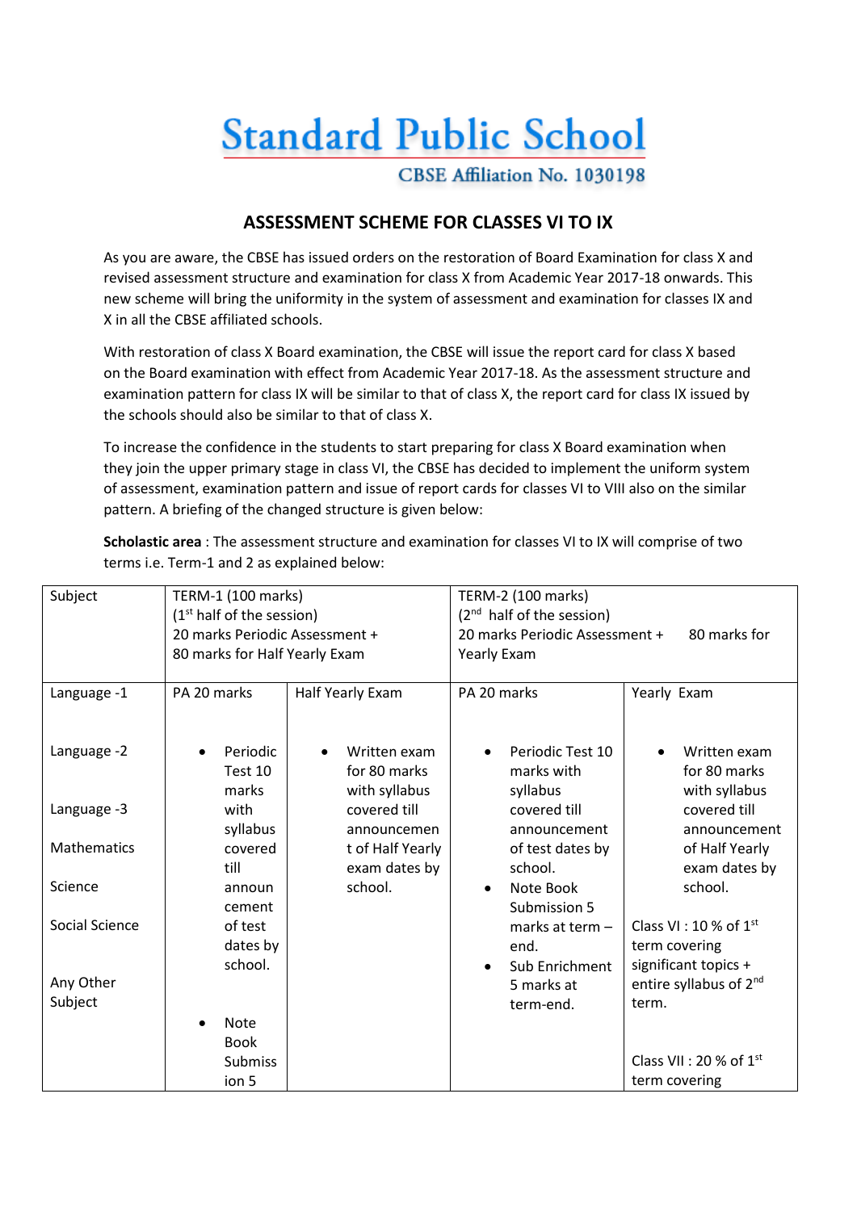# Standard Public School

CBSE Affiliation No. 1030198

## ASSESSMENT SCHEME FOR CLASSES VI TO IX

As you are aware, the CBSE has issued orders on the restoration of Board Examination for class X and revised assessment structure and examination for class X from Academic Year 2017-18 onwards. This new scheme will bring the uniformity in the system of assessment and examination for classes IX and X in all the CBSE affiliated schools.

With restoration of class X Board examination, the CBSE will issue the report card for class X based on the Board examination with effect from Academic Year 2017-18. As the assessment structure and examination pattern for class IX will be similar to that of class X, the report card for class IX issued by the schools should also be similar to that of class X.

To increase the confidence in the students to start preparing for class X Board examination when they join the upper primary stage in class VI, the CBSE has decided to implement the uniform system of assessment, examination pattern and issue of report cards for classes VI to VIII also on the similar pattern. A briefing of the changed structure is given below:

**Scholastic area** : The assessment structure and examination for classes VI to IX will comprise of two terms i.e. Term-1 and 2 as explained below:

| Subject | TERM-1 (100 marks) (1st half of the session) 20 marks Periodic Assessment + 80 marks for Half Yearly Exam | | TERM-2 (100 marks) (2nd half of the session) 20 marks Periodic Assessment + 80 marks for Yearly Exam | |
|---|---|---|---|---|
| Language -1<br><br>Language -2<br><br>Language -3<br><br>Mathematics<br><br>Science<br><br>Social Science<br><br>Any Other Subject | PA 20 marks<br><br>• Periodic Test 10 marks with syllabus covered till announcement of test dates by school.<br><br>• Note Book Submission 5 | Half Yearly Exam<br><br>• Written exam for 80 marks with syllabus covered till announcement of Half Yearly exam dates by school. | PA 20 marks<br><br>• Periodic Test 10 marks with syllabus covered till announcement of test dates by school.<br>• Note Book Submission 5 marks at term – end.<br>• Sub Enrichment 5 marks at term-end. | Yearly Exam<br><br>• Written exam for 80 marks with syllabus covered till announcement of Half Yearly exam dates by school.<br><br>Class VI : 10 % of 1st term covering significant topics + entire syllabus of 2nd term.<br><br>Class VII : 20 % of 1st term covering |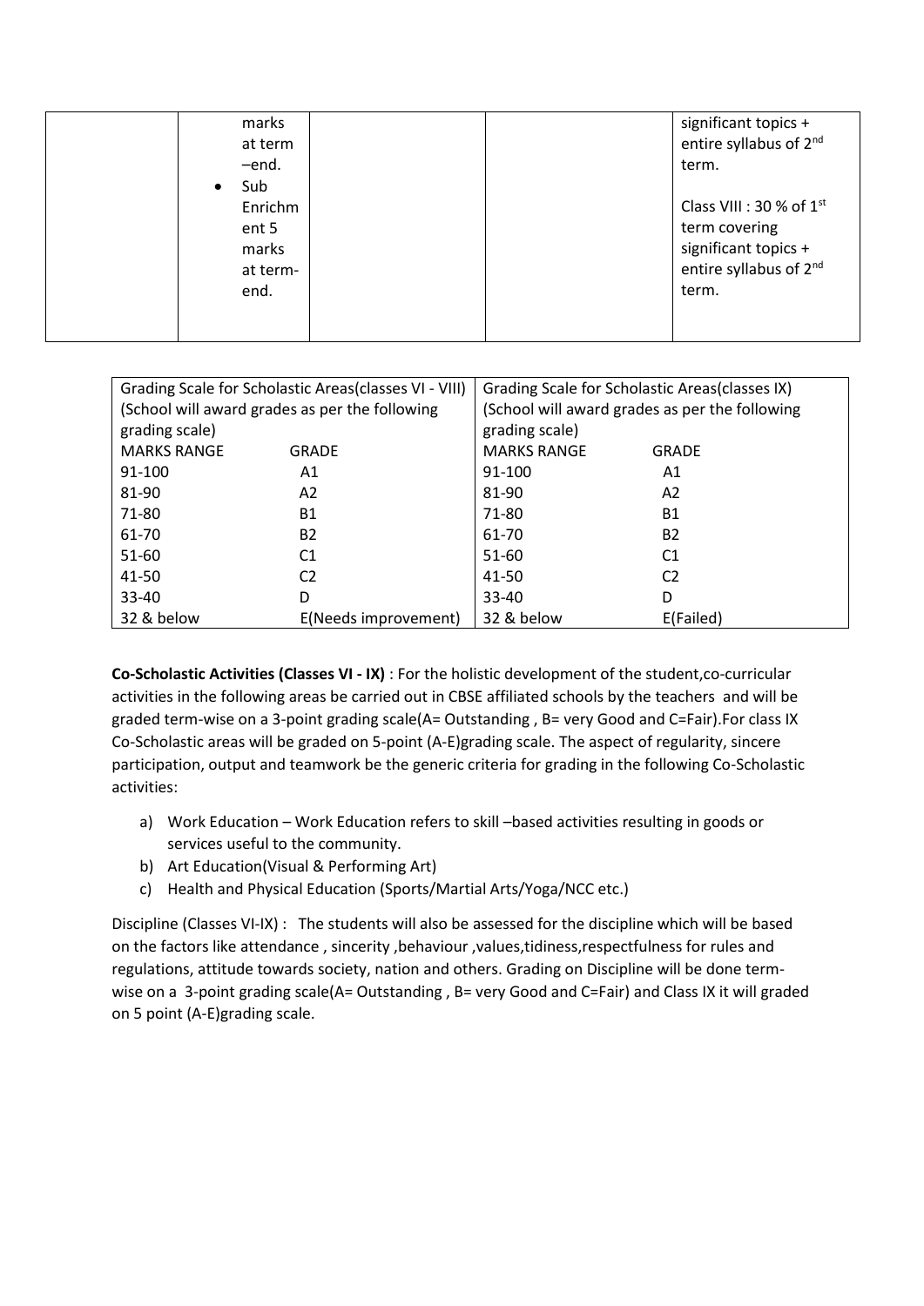| | | | | |
|---|---|---|---|---|
| | marks at term –end.<br>• Sub Enrichment 5 marks at term-end. | | | significant topics + entire syllabus of 2nd term.<br><br>Class VIII : 30 % of 1st term covering significant topics + entire syllabus of 2nd term. |

| Grading Scale for Scholastic Areas(classes VI - VIII) (School will award grades as per the following grading scale) | | Grading Scale for Scholastic Areas(classes IX) (School will award grades as per the following grading scale) | |
|---|---|---|---|
| MARKS RANGE | GRADE | MARKS RANGE | GRADE |
| 91-100 | A1 | 91-100 | A1 |
| 81-90 | A2 | 81-90 | A2 |
| 71-80 | B1 | 71-80 | B1 |
| 61-70 | B2 | 61-70 | B2 |
| 51-60 | C1 | 51-60 | C1 |
| 41-50 | C2 | 41-50 | C2 |
| 33-40 | D | 33-40 | D |
| 32 & below | E(Needs improvement) | 32 & below | E(Failed) |

**Co-Scholastic Activities (Classes VI - IX)** : For the holistic development of the student,co-curricular activities in the following areas be carried out in CBSE affiliated schools by the teachers and will be graded term-wise on a 3-point grading scale(A= Outstanding , B= very Good and C=Fair).For class IX Co-Scholastic areas will be graded on 5-point (A-E)grading scale. The aspect of regularity, sincere participation, output and teamwork be the generic criteria for grading in the following Co-Scholastic activities:

a) Work Education – Work Education refers to skill –based activities resulting in goods or services useful to the community.
b) Art Education(Visual & Performing Art)
c) Health and Physical Education (Sports/Martial Arts/Yoga/NCC etc.)

Discipline (Classes VI-IX) : The students will also be assessed for the discipline which will be based on the factors like attendance , sincerity ,behaviour ,values,tidiness,respectfulness for rules and regulations, attitude towards society, nation and others. Grading on Discipline will be done term-wise on a 3-point grading scale(A= Outstanding , B= very Good and C=Fair) and Class IX it will graded on 5 point (A-E)grading scale.